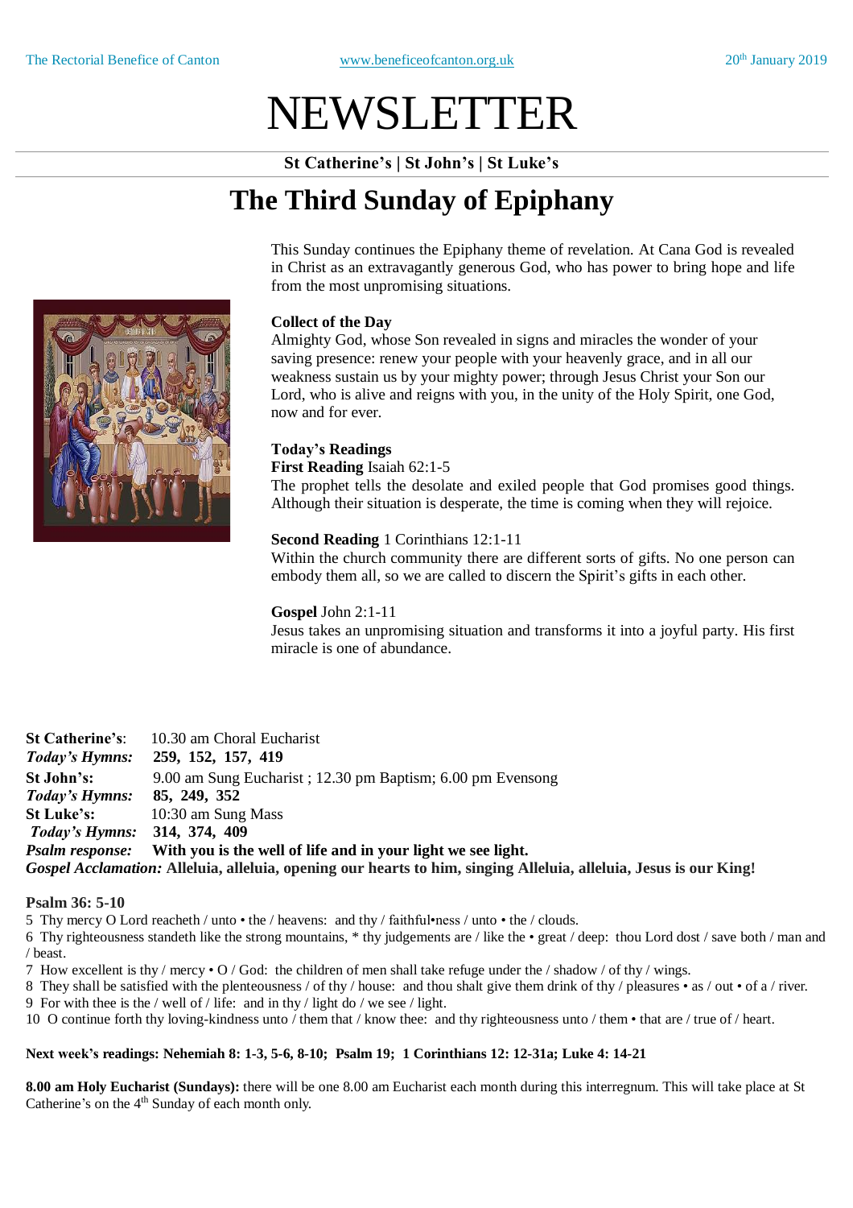# NEWSLETTER

**St Catherine's | St John's | St Luke's**

## The Third Sunday of Epiphany

This Sunday continues the Epiphany theme of revelation. At Cana God is revealed in Christ as an extravagantly generous God, who has power to bring hope and life from the most unpromising situations.

**Collect of the Day**
Almighty God, whose Son revealed in signs and miracles the wonder of your saving presence: renew your people with your heavenly grace, and in all our weakness sustain us by your mighty power; through Jesus Christ your Son our Lord, who is alive and reigns with you, in the unity of the Holy Spirit, one God, now and for ever.

**Today's Readings**
**First Reading** Isaiah 62:1-5
The prophet tells the desolate and exiled people that God promises good things. Although their situation is desperate, the time is coming when they will rejoice.

**Second Reading** 1 Corinthians 12:1-11
Within the church community there are different sorts of gifts. No one person can embody them all, so we are called to discern the Spirit's gifts in each other.

**Gospel** John 2:1-11
Jesus takes an unpromising situation and transforms it into a joyful party. His first miracle is one of abundance.

**St Catherine's**: 10.30 am Choral Eucharist
***Today's Hymns:*** **259, 152, 157, 419**
**St John's:** 9.00 am Sung Eucharist ; 12.30 pm Baptism; 6.00 pm Evensong
***Today's Hymns:*** **85, 249, 352**
**St Luke's:** 10:30 am Sung Mass
***Today's Hymns:*** **314, 374, 409**
***Psalm response:*** **With you is the well of life and in your light we see light.**
***Gospel Acclamation:*** **Alleluia, alleluia, opening our hearts to him, singing Alleluia, alleluia, Jesus is our King!**

**Psalm 36: 5-10**

5 Thy mercy O Lord reacheth / unto • the / heavens: and thy / faithful•ness / unto • the / clouds.
6 Thy righteousness standeth like the strong mountains, * thy judgements are / like the • great / deep: thou Lord dost / save both / man and / beast.
7 How excellent is thy / mercy • O / God: the children of men shall take refuge under the / shadow / of thy / wings.
8 They shall be satisfied with the plenteousness / of thy / house: and thou shalt give them drink of thy / pleasures • as / out • of a / river.
9 For with thee is the / well of / life: and in thy / light do / we see / light.
10 O continue forth thy loving-kindness unto / them that / know thee: and thy righteousness unto / them • that are / true of / heart.

**Next week's readings: Nehemiah 8: 1-3, 5-6, 8-10; Psalm 19; 1 Corinthians 12: 12-31a; Luke 4: 14-21**

**8.00 am Holy Eucharist (Sundays):** there will be one 8.00 am Eucharist each month during this interregnum. This will take place at St Catherine's on the 4th Sunday of each month only.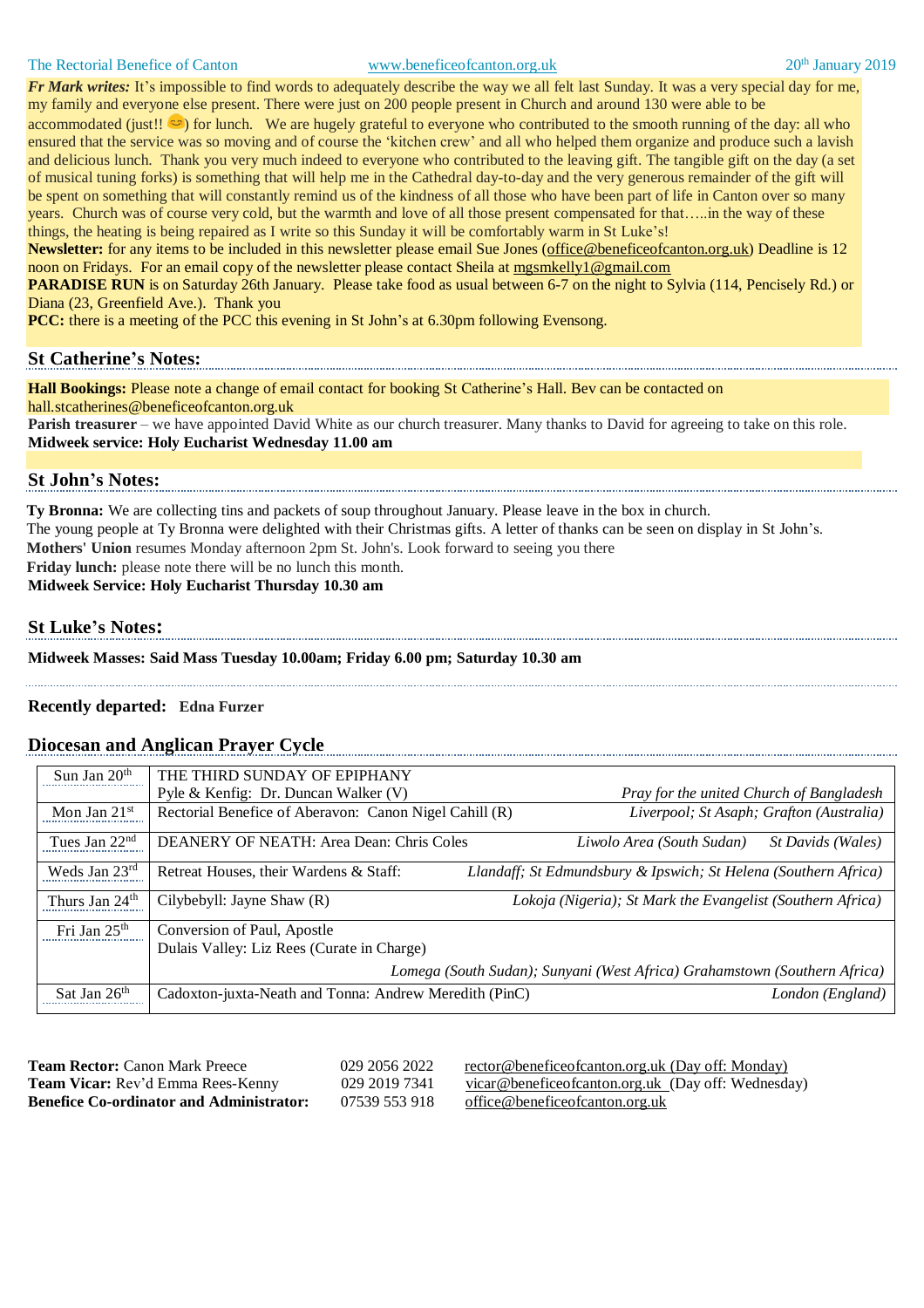*Fr Mark writes:* It's impossible to find words to adequately describe the way we all felt last Sunday. It was a very special day for me, my family and everyone else present. There were just on 200 people present in Church and around 130 were able to be accommodated (just!! 😊) for lunch. We are hugely grateful to everyone who contributed to the smooth running of the day: all who ensured that the service was so moving and of course the 'kitchen crew' and all who helped them organize and produce such a lavish and delicious lunch. Thank you very much indeed to everyone who contributed to the leaving gift. The tangible gift on the day (a set of musical tuning forks) is something that will help me in the Cathedral day-to-day and the very generous remainder of the gift will be spent on something that will constantly remind us of the kindness of all those who have been part of life in Canton over so many years. Church was of course very cold, but the warmth and love of all those present compensated for that…..in the way of these things, the heating is being repaired as I write so this Sunday it will be comfortably warm in St Luke's!

**Newsletter:** for any items to be included in this newsletter please email Sue Jones (office@beneficeofcanton.org.uk) Deadline is 12 noon on Fridays. For an email copy of the newsletter please contact Sheila at mgsmkelly1@gmail.com

**PARADISE RUN** is on Saturday 26th January. Please take food as usual between 6-7 on the night to Sylvia (114, Pencisely Rd.) or Diana (23, Greenfield Ave.). Thank you

**PCC:** there is a meeting of the PCC this evening in St John's at 6.30pm following Evensong.

## St Catherine's Notes:

**Hall Bookings:** Please note a change of email contact for booking St Catherine's Hall. Bev can be contacted on hall.stcatherines@beneficeofcanton.org.uk

**Parish treasurer** – we have appointed David White as our church treasurer. Many thanks to David for agreeing to take on this role.

**Midweek service: Holy Eucharist Wednesday 11.00 am**

## St John's Notes:

**Ty Bronna:** We are collecting tins and packets of soup throughout January. Please leave in the box in church.

The young people at Ty Bronna were delighted with their Christmas gifts. A letter of thanks can be seen on display in St John's.

**Mothers' Union** resumes Monday afternoon 2pm St. John's. Look forward to seeing you there

**Friday lunch:** please note there will be no lunch this month.

**Midweek Service: Holy Eucharist Thursday 10.30 am**

## St Luke's Notes:

**Midweek Masses: Said Mass Tuesday 10.00am; Friday 6.00 pm; Saturday 10.30 am**

**Recently departed: Edna Furzer**

## Diocesan and Anglican Prayer Cycle

| | | |
|---|---|---|
| Sun Jan 20th | THE THIRD SUNDAY OF EPIPHANY<br>Pyle & Kenfig: Dr. Duncan Walker (V) | *Pray for the united Church of Bangladesh* |
| Mon Jan 21st | Rectorial Benefice of Aberavon: Canon Nigel Cahill (R) | *Liverpool; St Asaph; Grafton (Australia)* |
| Tues Jan 22nd | DEANERY OF NEATH: Area Dean: Chris Coles | *Liwolo Area (South Sudan) St Davids (Wales)* |
| Weds Jan 23rd | Retreat Houses, their Wardens & Staff: | *Llandaff; St Edmundsbury & Ipswich; St Helena (Southern Africa)* |
| Thurs Jan 24th | Cilybebyll: Jayne Shaw (R) | *Lokoja (Nigeria); St Mark the Evangelist (Southern Africa)* |
| Fri Jan 25th | Conversion of Paul, Apostle<br>Dulais Valley: Liz Rees (Curate in Charge) | *Lomega (South Sudan); Sunyani (West Africa) Grahamstown (Southern Africa)* |
| Sat Jan 26th | Cadoxton-juxta-Neath and Tonna: Andrew Meredith (PinC) | *London (England)* |

| | | |
|---|---|---|
| **Team Rector:** Canon Mark Preece | 029 2056 2022 | rector@beneficeofcanton.org.uk (Day off: Monday) |
| **Team Vicar:** Rev'd Emma Rees-Kenny | 029 2019 7341 | vicar@beneficeofcanton.org.uk (Day off: Wednesday) |
| **Benefice Co-ordinator and Administrator:** | 07539 553 918 | office@beneficeofcanton.org.uk |